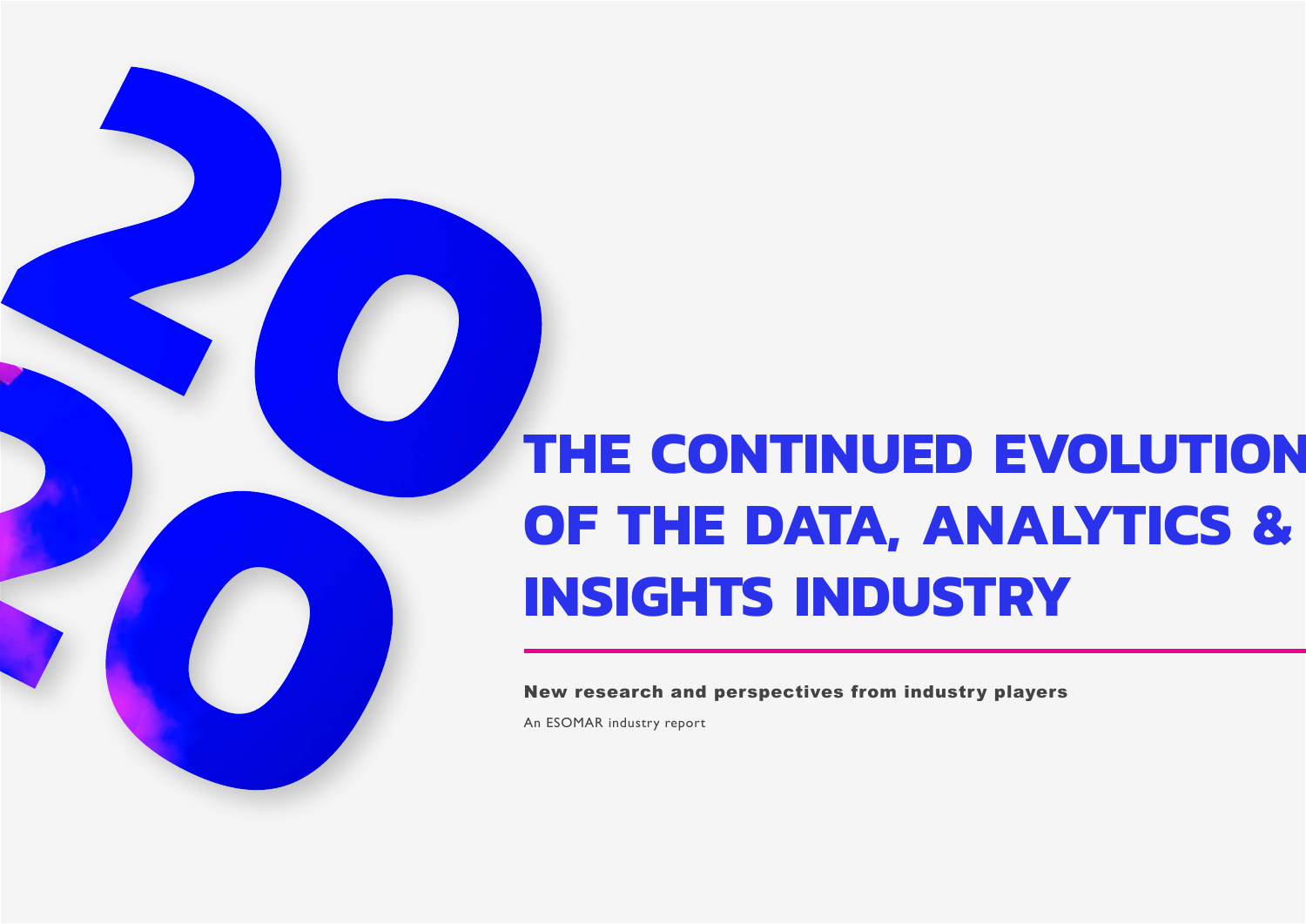# THE CONTINUED EVOLUTION OF THE DATA, ANALYTICS & INSIGHTS INDUSTRY

**New research and perspectives from industry players**

An ESOMAR industry report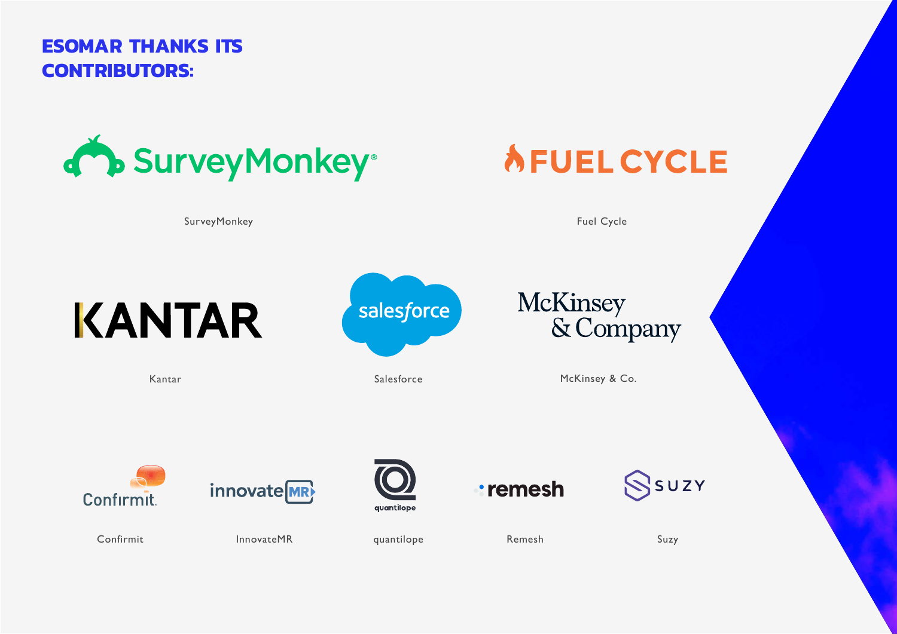# ESOMAR THANKS ITS CONTRIBUTORS:

SurveyMonkey

Fuel Cycle

Kantar

Salesforce

McKinsey & Co.

Confirmit

InnovateMR

quantilope

Remesh

Suzy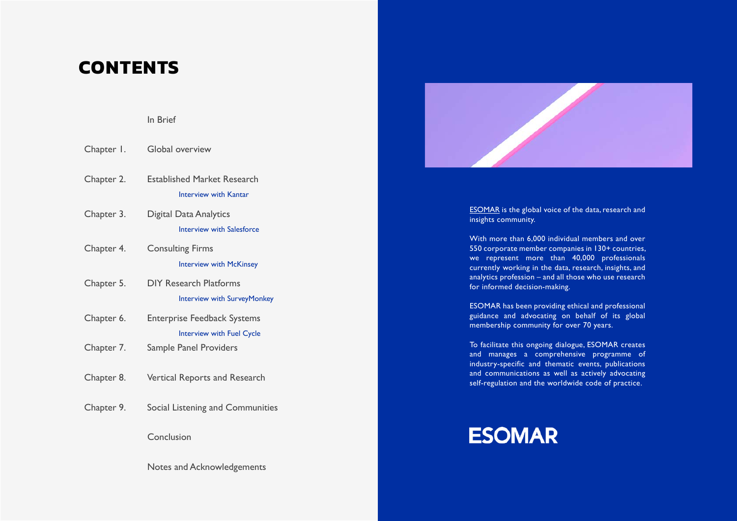# CONTENTS

In Brief

Chapter 1. Global overview

Chapter 2. Established Market Research

- Interview with Kantar

Chapter 3. Digital Data Analytics

- Interview with Salesforce

Chapter 4. Consulting Firms

- Interview with McKinsey

Chapter 5. DIY Research Platforms

- Interview with SurveyMonkey

Chapter 6. Enterprise Feedback Systems

- Interview with Fuel Cycle

Chapter 7. Sample Panel Providers

Chapter 8. Vertical Reports and Research

Chapter 9. Social Listening and Communities

Conclusion

Notes and Acknowledgements

ESOMAR is the global voice of the data, research and insights community.

With more than 6,000 individual members and over 550 corporate member companies in 130+ countries, we represent more than 40,000 professionals currently working in the data, research, insights, and analytics profession – and all those who use research for informed decision-making.

ESOMAR has been providing ethical and professional guidance and advocating on behalf of its global membership community for over 70 years.

To facilitate this ongoing dialogue, ESOMAR creates and manages a comprehensive programme of industry-specific and thematic events, publications and communications as well as actively advocating self-regulation and the worldwide code of practice.

ESOMAR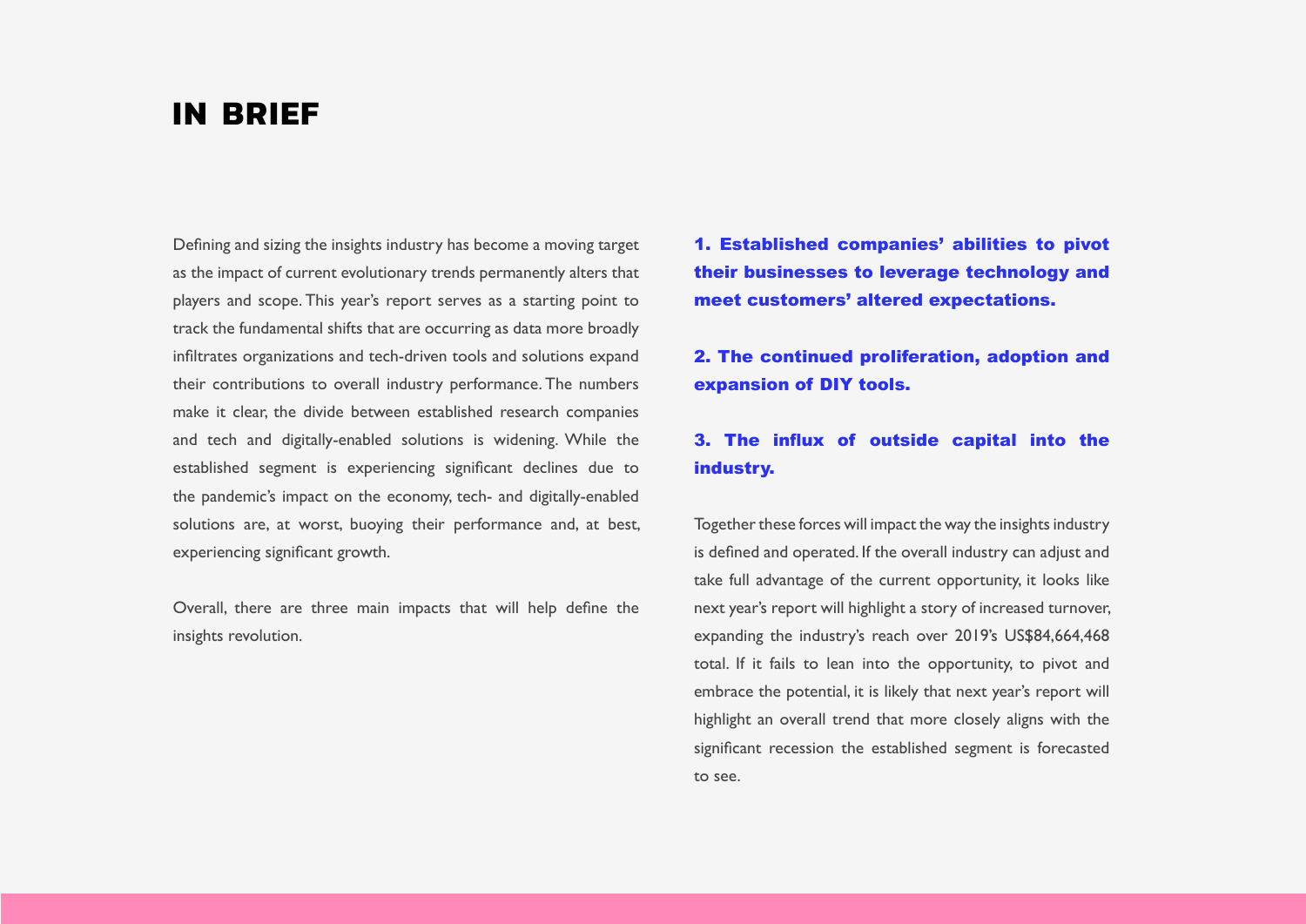# IN BRIEF

Defining and sizing the insights industry has become a moving target as the impact of current evolutionary trends permanently alters that players and scope. This year's report serves as a starting point to track the fundamental shifts that are occurring as data more broadly infiltrates organizations and tech-driven tools and solutions expand their contributions to overall industry performance. The numbers make it clear, the divide between established research companies and tech and digitally-enabled solutions is widening. While the established segment is experiencing significant declines due to the pandemic's impact on the economy, tech- and digitally-enabled solutions are, at worst, buoying their performance and, at best, experiencing significant growth.

Overall, there are three main impacts that will help define the insights revolution.

**1. Established companies' abilities to pivot their businesses to leverage technology and meet customers' altered expectations.**

**2. The continued proliferation, adoption and expansion of DIY tools.**

**3. The influx of outside capital into the industry.**

Together these forces will impact the way the insights industry is defined and operated. If the overall industry can adjust and take full advantage of the current opportunity, it looks like next year's report will highlight a story of increased turnover, expanding the industry's reach over 2019's US$84,664,468 total. If it fails to lean into the opportunity, to pivot and embrace the potential, it is likely that next year's report will highlight an overall trend that more closely aligns with the significant recession the established segment is forecasted to see.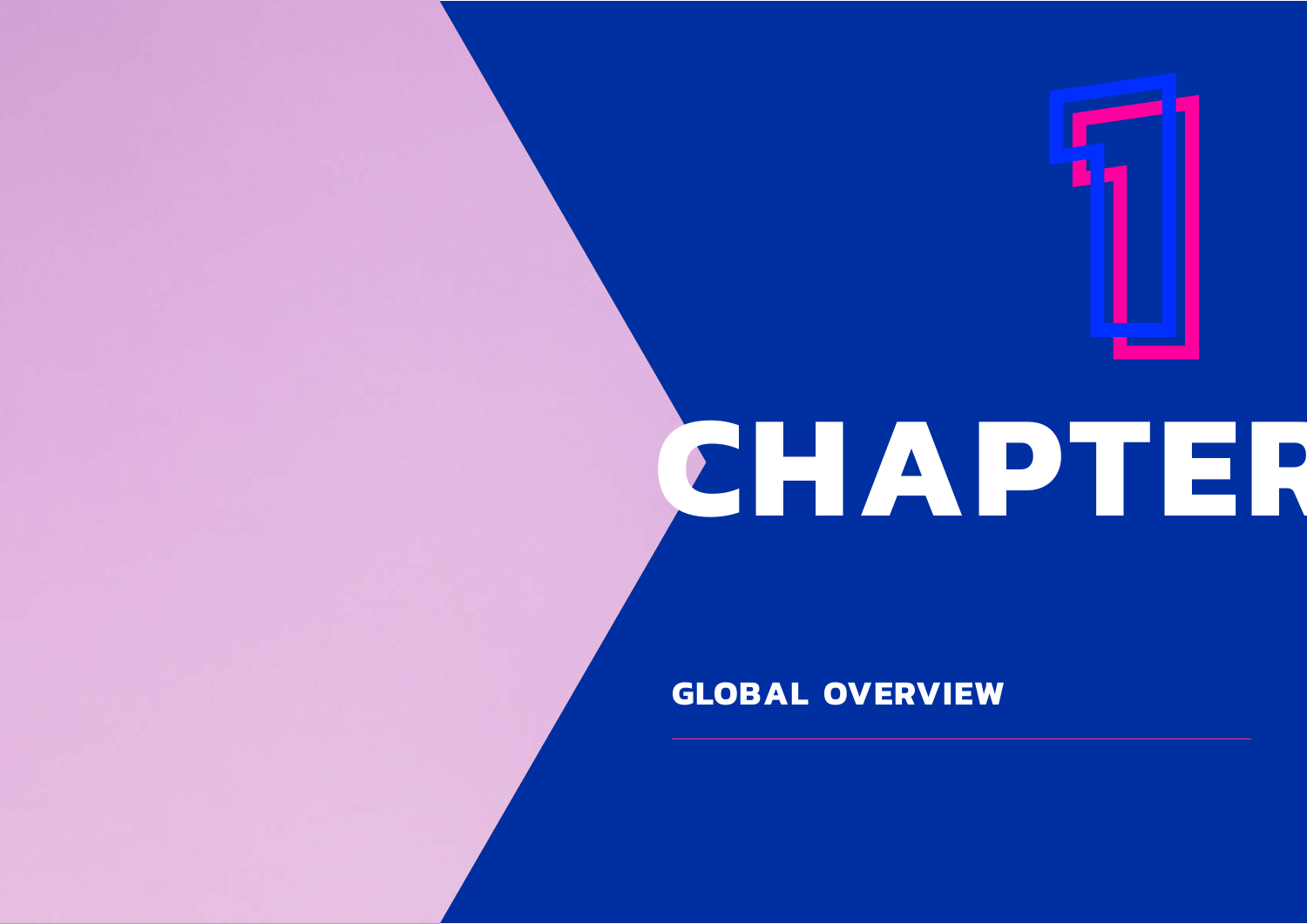# CHAPTER 1

## GLOBAL OVERVIEW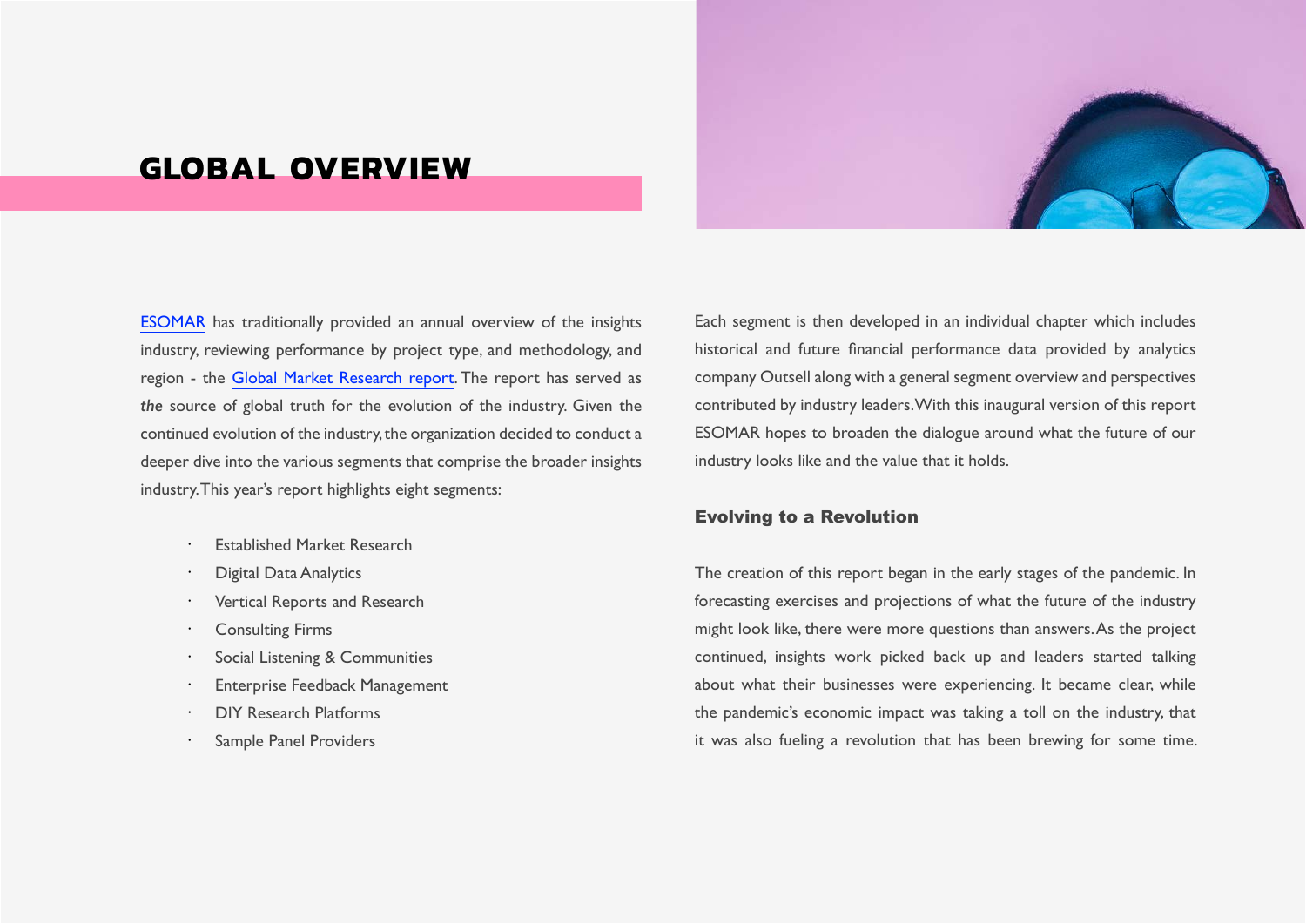# GLOBAL OVERVIEW

ESOMAR has traditionally provided an annual overview of the insights industry, reviewing performance by project type, and methodology, and region - the Global Market Research report. The report has served as ***the*** source of global truth for the evolution of the industry. Given the continued evolution of the industry, the organization decided to conduct a deeper dive into the various segments that comprise the broader insights industry. This year's report highlights eight segments:

- Established Market Research
- Digital Data Analytics
- Vertical Reports and Research
- Consulting Firms
- Social Listening & Communities
- Enterprise Feedback Management
- DIY Research Platforms
- Sample Panel Providers

Each segment is then developed in an individual chapter which includes historical and future financial performance data provided by analytics company Outsell along with a general segment overview and perspectives contributed by industry leaders. With this inaugural version of this report ESOMAR hopes to broaden the dialogue around what the future of our industry looks like and the value that it holds.

### Evolving to a Revolution

The creation of this report began in the early stages of the pandemic. In forecasting exercises and projections of what the future of the industry might look like, there were more questions than answers. As the project continued, insights work picked back up and leaders started talking about what their businesses were experiencing. It became clear, while the pandemic's economic impact was taking a toll on the industry, that it was also fueling a revolution that has been brewing for some time.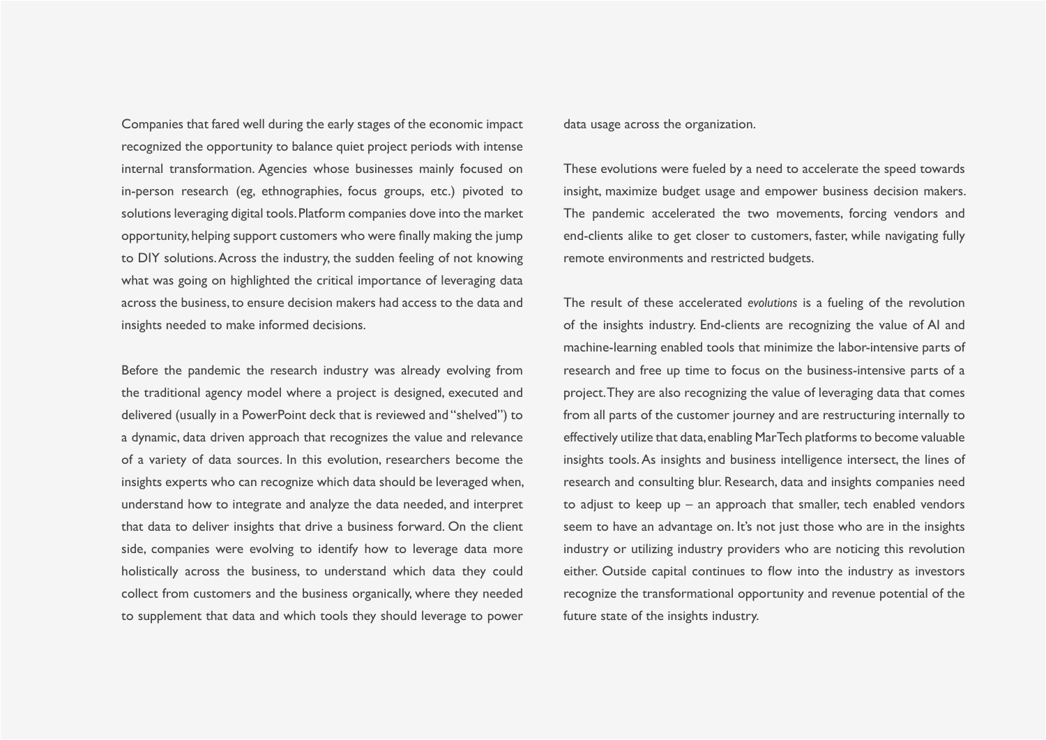Companies that fared well during the early stages of the economic impact recognized the opportunity to balance quiet project periods with intense internal transformation. Agencies whose businesses mainly focused on in-person research (eg, ethnographies, focus groups, etc.) pivoted to solutions leveraging digital tools. Platform companies dove into the market opportunity, helping support customers who were finally making the jump to DIY solutions. Across the industry, the sudden feeling of not knowing what was going on highlighted the critical importance of leveraging data across the business, to ensure decision makers had access to the data and insights needed to make informed decisions.

Before the pandemic the research industry was already evolving from the traditional agency model where a project is designed, executed and delivered (usually in a PowerPoint deck that is reviewed and "shelved") to a dynamic, data driven approach that recognizes the value and relevance of a variety of data sources. In this evolution, researchers become the insights experts who can recognize which data should be leveraged when, understand how to integrate and analyze the data needed, and interpret that data to deliver insights that drive a business forward. On the client side, companies were evolving to identify how to leverage data more holistically across the business, to understand which data they could collect from customers and the business organically, where they needed to supplement that data and which tools they should leverage to power data usage across the organization.

These evolutions were fueled by a need to accelerate the speed towards insight, maximize budget usage and empower business decision makers. The pandemic accelerated the two movements, forcing vendors and end-clients alike to get closer to customers, faster, while navigating fully remote environments and restricted budgets.

The result of these accelerated *evolutions* is a fueling of the revolution of the insights industry. End-clients are recognizing the value of AI and machine-learning enabled tools that minimize the labor-intensive parts of research and free up time to focus on the business-intensive parts of a project. They are also recognizing the value of leveraging data that comes from all parts of the customer journey and are restructuring internally to effectively utilize that data, enabling MarTech platforms to become valuable insights tools. As insights and business intelligence intersect, the lines of research and consulting blur. Research, data and insights companies need to adjust to keep up – an approach that smaller, tech enabled vendors seem to have an advantage on. It's not just those who are in the insights industry or utilizing industry providers who are noticing this revolution either. Outside capital continues to flow into the industry as investors recognize the transformational opportunity and revenue potential of the future state of the insights industry.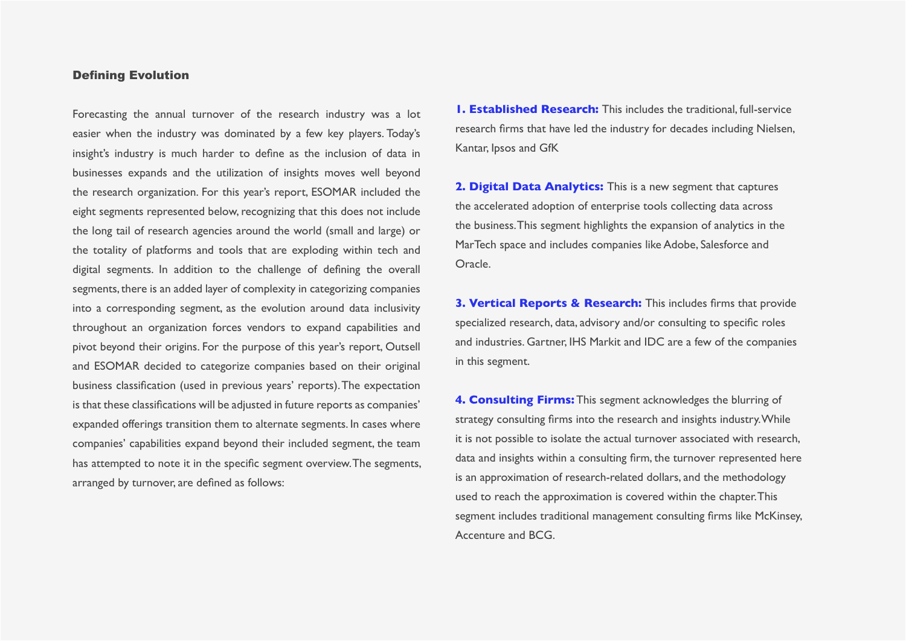## Defining Evolution

Forecasting the annual turnover of the research industry was a lot easier when the industry was dominated by a few key players. Today's insight's industry is much harder to define as the inclusion of data in businesses expands and the utilization of insights moves well beyond the research organization. For this year's report, ESOMAR included the eight segments represented below, recognizing that this does not include the long tail of research agencies around the world (small and large) or the totality of platforms and tools that are exploding within tech and digital segments. In addition to the challenge of defining the overall segments, there is an added layer of complexity in categorizing companies into a corresponding segment, as the evolution around data inclusivity throughout an organization forces vendors to expand capabilities and pivot beyond their origins. For the purpose of this year's report, Outsell and ESOMAR decided to categorize companies based on their original business classification (used in previous years' reports). The expectation is that these classifications will be adjusted in future reports as companies' expanded offerings transition them to alternate segments. In cases where companies' capabilities expand beyond their included segment, the team has attempted to note it in the specific segment overview. The segments, arranged by turnover, are defined as follows:

**1. Established Research:** This includes the traditional, full-service research firms that have led the industry for decades including Nielsen, Kantar, Ipsos and GfK

**2. Digital Data Analytics:** This is a new segment that captures the accelerated adoption of enterprise tools collecting data across the business. This segment highlights the expansion of analytics in the MarTech space and includes companies like Adobe, Salesforce and Oracle.

**3. Vertical Reports & Research:** This includes firms that provide specialized research, data, advisory and/or consulting to specific roles and industries. Gartner, IHS Markit and IDC are a few of the companies in this segment.

**4. Consulting Firms:** This segment acknowledges the blurring of strategy consulting firms into the research and insights industry. While it is not possible to isolate the actual turnover associated with research, data and insights within a consulting firm, the turnover represented here is an approximation of research-related dollars, and the methodology used to reach the approximation is covered within the chapter. This segment includes traditional management consulting firms like McKinsey, Accenture and BCG.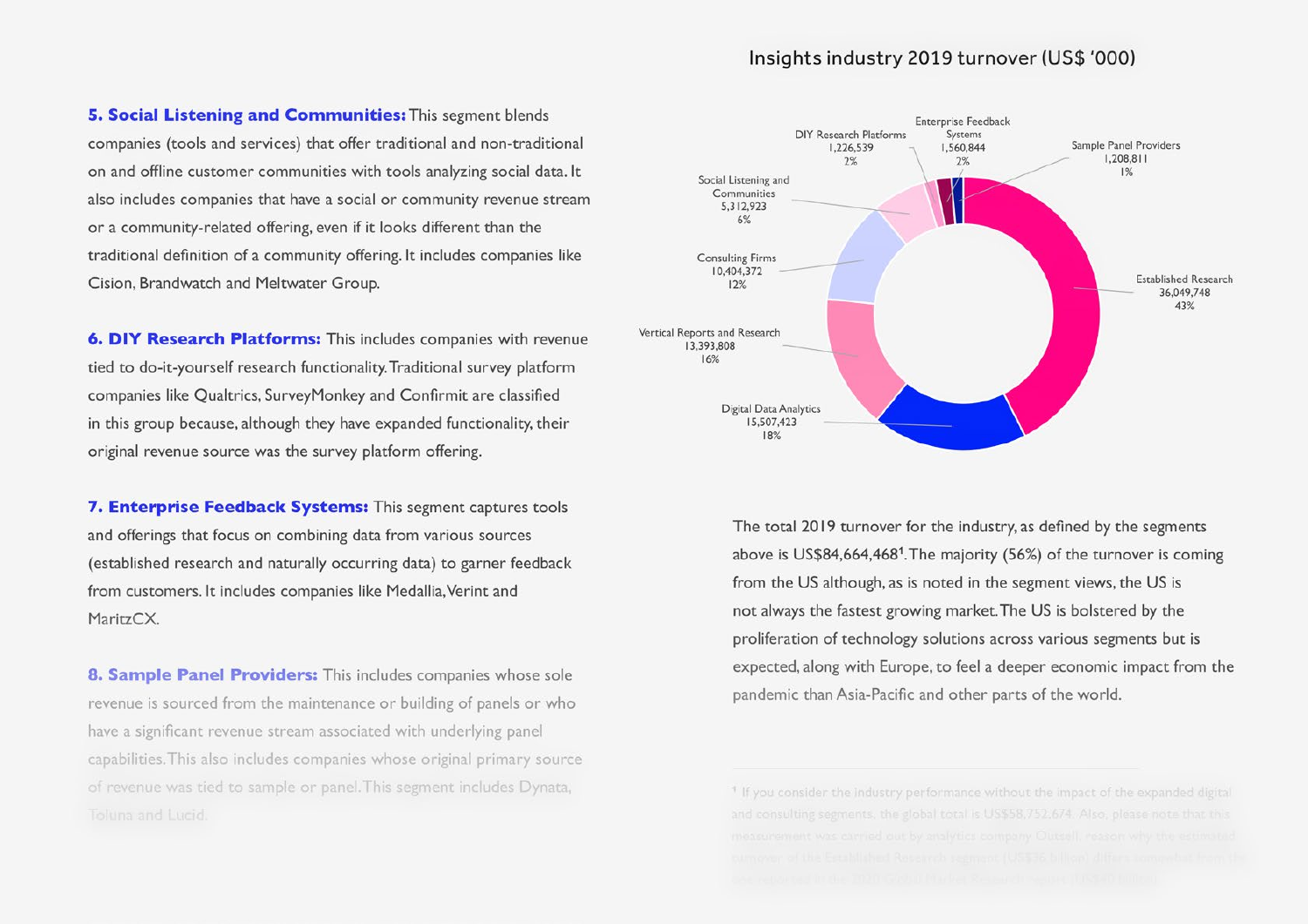**5. Social Listening and Communities:** This segment blends companies (tools and services) that offer traditional and non-traditional on and offline customer communities with tools analyzing social data. It also includes companies that have a social or community revenue stream or a community-related offering, even if it looks different than the traditional definition of a community offering. It includes companies like Cision, Brandwatch and Meltwater Group.

**6. DIY Research Platforms:** This includes companies with revenue tied to do-it-yourself research functionality. Traditional survey platform companies like Qualtrics, SurveyMonkey and Confirmit are classified in this group because, although they have expanded functionality, their original revenue source was the survey platform offering.

**7. Enterprise Feedback Systems:** This segment captures tools and offerings that focus on combining data from various sources (established research and naturally occurring data) to garner feedback from customers. It includes companies like Medallia, Verint and MaritzCX.

**8. Sample Panel Providers:** This includes companies whose sole revenue is sourced from the maintenance or building of panels or who have a significant revenue stream associated with underlying panel capabilities. This also includes companies whose original primary source of revenue was tied to sample or panel. This segment includes Dynata, Toluna and Lucid.

### Insights industry 2019 turnover (US$ '000)

| Segment | Turnover (US$ '000) | Share |
| --- | --- | --- |
| Established Research | 36,049,748 | 43% |
| Digital Data Analytics | 15,507,423 | 18% |
| Vertical Reports and Research | 13,393,808 | 16% |
| Consulting Firms | 10,404,372 | 12% |
| Social Listening and Communities | 5,312,923 | 6% |
| DIY Research Platforms | 1,226,539 | 2% |
| Enterprise Feedback Systems | 1,560,844 | 2% |
| Sample Panel Providers | 1,208,811 | 1% |

The total 2019 turnover for the industry, as defined by the segments above is US$84,664,468[1]. The majority (56%) of the turnover is coming from the US although, as is noted in the segment views, the US is not always the fastest growing market. The US is bolstered by the proliferation of technology solutions across various segments but is expected, along with Europe, to feel a deeper economic impact from the pandemic than Asia-Pacific and other parts of the world.

[1] If you consider the industry performance without the impact of the expanded digital and consulting segments, the global total is US$58,752,674. Also, please note that this measurement was carried out by analytics company Outsell, reason why the estimated turnover of the Established Research segment (US$36 billion) differs somewhat from the one reported in the 2020 Global Market Research report (US$47 billion).